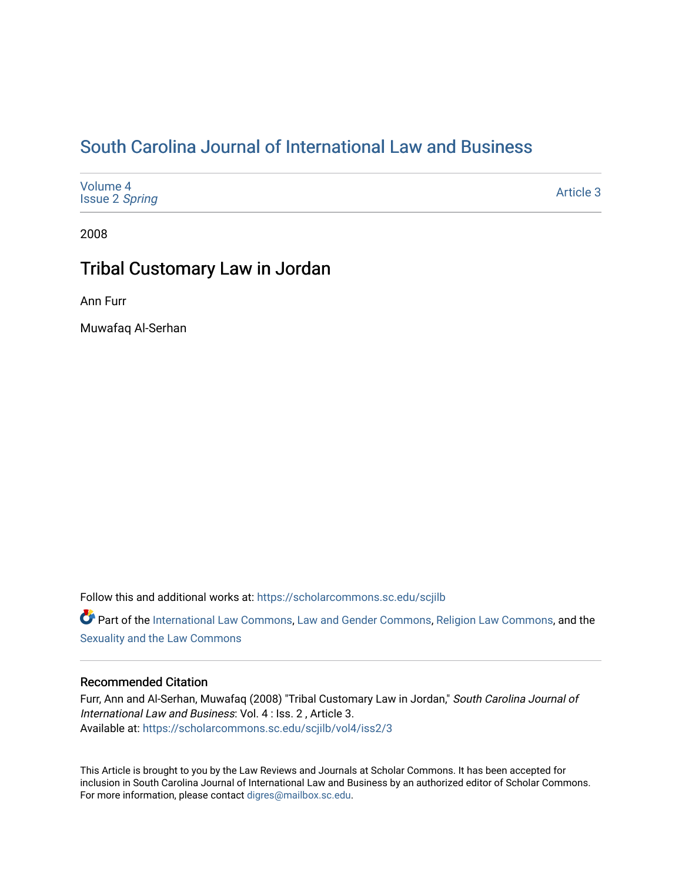# South Carolina Journal of International Law and Business

Volume 4
Issue 2 *Spring*

Article 3

2008

## Tribal Customary Law in Jordan

Ann Furr

Muwafaq Al-Serhan

Follow this and additional works at: https://scholarcommons.sc.edu/scjilb

Part of the International Law Commons, Law and Gender Commons, Religion Law Commons, and the Sexuality and the Law Commons

### Recommended Citation

Furr, Ann and Al-Serhan, Muwafaq (2008) "Tribal Customary Law in Jordan," *South Carolina Journal of International Law and Business*: Vol. 4 : Iss. 2 , Article 3.
Available at: https://scholarcommons.sc.edu/scjilb/vol4/iss2/3

This Article is brought to you by the Law Reviews and Journals at Scholar Commons. It has been accepted for inclusion in South Carolina Journal of International Law and Business by an authorized editor of Scholar Commons. For more information, please contact digres@mailbox.sc.edu.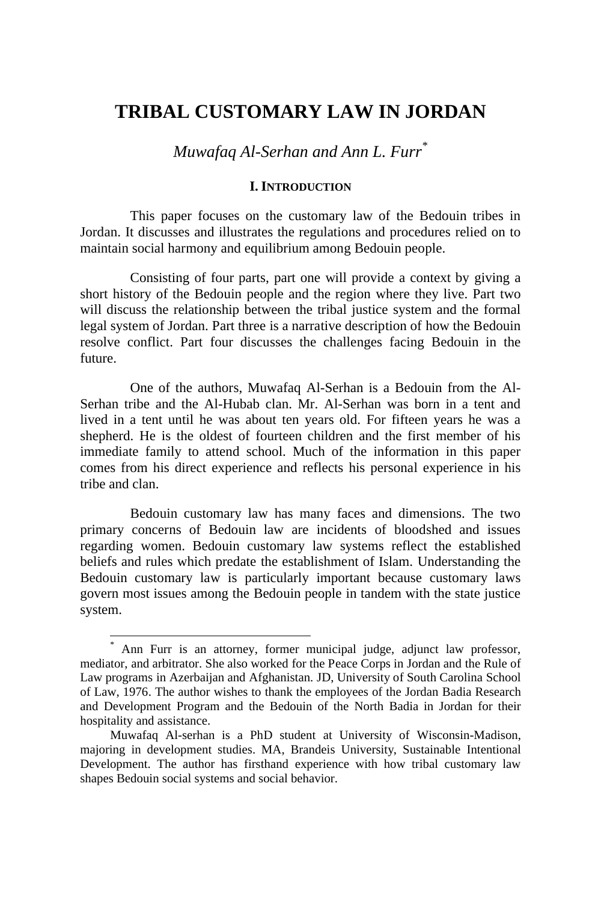# TRIBAL CUSTOMARY LAW IN JORDAN

*Muwafaq Al-Serhan and Ann L. Furr*[*]

## I. INTRODUCTION

This paper focuses on the customary law of the Bedouin tribes in Jordan. It discusses and illustrates the regulations and procedures relied on to maintain social harmony and equilibrium among Bedouin people.

Consisting of four parts, part one will provide a context by giving a short history of the Bedouin people and the region where they live. Part two will discuss the relationship between the tribal justice system and the formal legal system of Jordan. Part three is a narrative description of how the Bedouin resolve conflict. Part four discusses the challenges facing Bedouin in the future.

One of the authors, Muwafaq Al-Serhan is a Bedouin from the Al-Serhan tribe and the Al-Hubab clan. Mr. Al-Serhan was born in a tent and lived in a tent until he was about ten years old. For fifteen years he was a shepherd. He is the oldest of fourteen children and the first member of his immediate family to attend school. Much of the information in this paper comes from his direct experience and reflects his personal experience in his tribe and clan.

Bedouin customary law has many faces and dimensions. The two primary concerns of Bedouin law are incidents of bloodshed and issues regarding women. Bedouin customary law systems reflect the established beliefs and rules which predate the establishment of Islam. Understanding the Bedouin customary law is particularly important because customary laws govern most issues among the Bedouin people in tandem with the state justice system.

---

[*] Ann Furr is an attorney, former municipal judge, adjunct law professor, mediator, and arbitrator. She also worked for the Peace Corps in Jordan and the Rule of Law programs in Azerbaijan and Afghanistan. JD, University of South Carolina School of Law, 1976. The author wishes to thank the employees of the Jordan Badia Research and Development Program and the Bedouin of the North Badia in Jordan for their hospitality and assistance.

Muwafaq Al-serhan is a PhD student at University of Wisconsin-Madison, majoring in development studies. MA, Brandeis University, Sustainable Intentional Development. The author has firsthand experience with how tribal customary law shapes Bedouin social systems and social behavior.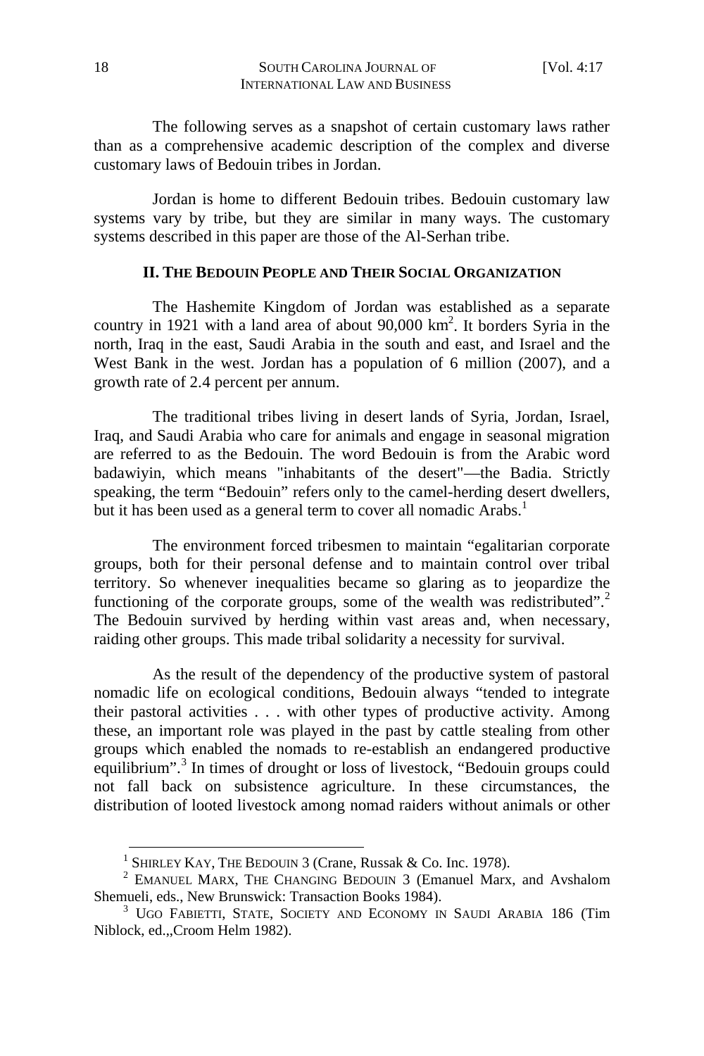The following serves as a snapshot of certain customary laws rather than as a comprehensive academic description of the complex and diverse customary laws of Bedouin tribes in Jordan.

Jordan is home to different Bedouin tribes. Bedouin customary law systems vary by tribe, but they are similar in many ways. The customary systems described in this paper are those of the Al-Serhan tribe.

## II. THE BEDOUIN PEOPLE AND THEIR SOCIAL ORGANIZATION

The Hashemite Kingdom of Jordan was established as a separate country in 1921 with a land area of about 90,000 $km^2$. It borders Syria in the north, Iraq in the east, Saudi Arabia in the south and east, and Israel and the West Bank in the west. Jordan has a population of 6 million (2007), and a growth rate of 2.4 percent per annum.

The traditional tribes living in desert lands of Syria, Jordan, Israel, Iraq, and Saudi Arabia who care for animals and engage in seasonal migration are referred to as the Bedouin. The word Bedouin is from the Arabic word badawiyin, which means "inhabitants of the desert"—the Badia. Strictly speaking, the term "Bedouin" refers only to the camel-herding desert dwellers, but it has been used as a general term to cover all nomadic Arabs.[1]

The environment forced tribesmen to maintain "egalitarian corporate groups, both for their personal defense and to maintain control over tribal territory. So whenever inequalities became so glaring as to jeopardize the functioning of the corporate groups, some of the wealth was redistributed".[2] The Bedouin survived by herding within vast areas and, when necessary, raiding other groups. This made tribal solidarity a necessity for survival.

As the result of the dependency of the productive system of pastoral nomadic life on ecological conditions, Bedouin always "tended to integrate their pastoral activities . . . with other types of productive activity. Among these, an important role was played in the past by cattle stealing from other groups which enabled the nomads to re-establish an endangered productive equilibrium".[3] In times of drought or loss of livestock, "Bedouin groups could not fall back on subsistence agriculture. In these circumstances, the distribution of looted livestock among nomad raiders without animals or other

---

[1] SHIRLEY KAY, THE BEDOUIN 3 (Crane, Russak & Co. Inc. 1978).

[2] EMANUEL MARX, THE CHANGING BEDOUIN 3 (Emanuel Marx, and Avshalom Shemueli, eds., New Brunswick: Transaction Books 1984).

[3] UGO FABIETTI, STATE, SOCIETY AND ECONOMY IN SAUDI ARABIA 186 (Tim Niblock, ed.,,Croom Helm 1982).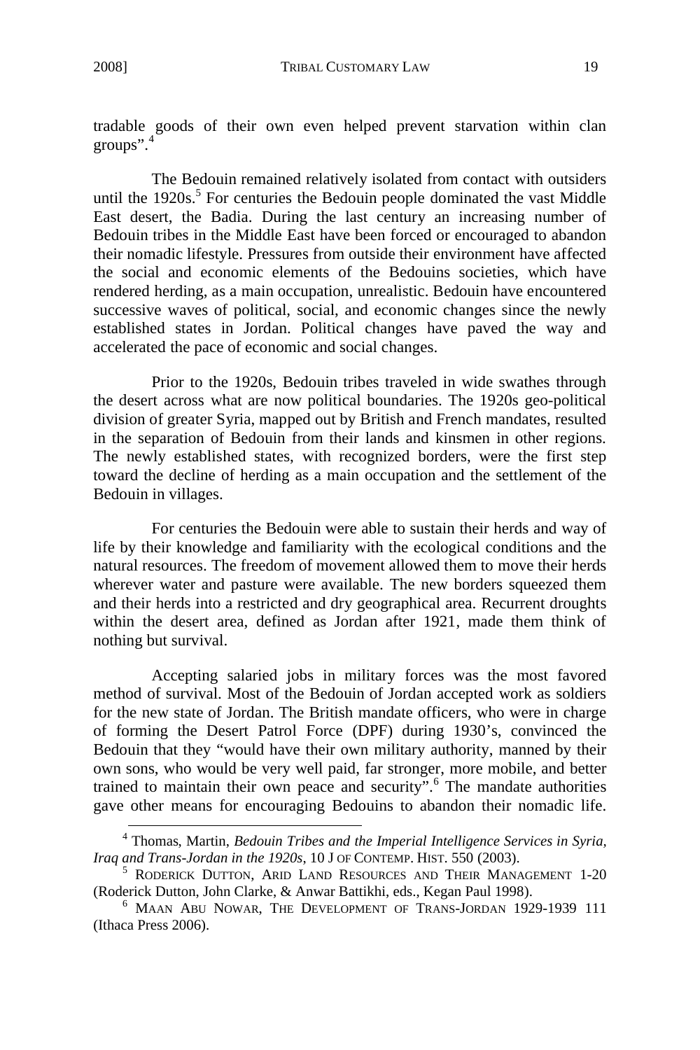tradable goods of their own even helped prevent starvation within clan groups".[4]

The Bedouin remained relatively isolated from contact with outsiders until the 1920s.[5] For centuries the Bedouin people dominated the vast Middle East desert, the Badia. During the last century an increasing number of Bedouin tribes in the Middle East have been forced or encouraged to abandon their nomadic lifestyle. Pressures from outside their environment have affected the social and economic elements of the Bedouins societies, which have rendered herding, as a main occupation, unrealistic. Bedouin have encountered successive waves of political, social, and economic changes since the newly established states in Jordan. Political changes have paved the way and accelerated the pace of economic and social changes.

Prior to the 1920s, Bedouin tribes traveled in wide swathes through the desert across what are now political boundaries. The 1920s geo-political division of greater Syria, mapped out by British and French mandates, resulted in the separation of Bedouin from their lands and kinsmen in other regions. The newly established states, with recognized borders, were the first step toward the decline of herding as a main occupation and the settlement of the Bedouin in villages.

For centuries the Bedouin were able to sustain their herds and way of life by their knowledge and familiarity with the ecological conditions and the natural resources. The freedom of movement allowed them to move their herds wherever water and pasture were available. The new borders squeezed them and their herds into a restricted and dry geographical area. Recurrent droughts within the desert area, defined as Jordan after 1921, made them think of nothing but survival.

Accepting salaried jobs in military forces was the most favored method of survival. Most of the Bedouin of Jordan accepted work as soldiers for the new state of Jordan. The British mandate officers, who were in charge of forming the Desert Patrol Force (DPF) during 1930's, convinced the Bedouin that they "would have their own military authority, manned by their own sons, who would be very well paid, far stronger, more mobile, and better trained to maintain their own peace and security".[6] The mandate authorities gave other means for encouraging Bedouins to abandon their nomadic life.

---

[4] Thomas, Martin, *Bedouin Tribes and the Imperial Intelligence Services in Syria, Iraq and Trans-Jordan in the 1920s*, 10 J OF CONTEMP. HIST. 550 (2003).

[5] RODERICK DUTTON, ARID LAND RESOURCES AND THEIR MANAGEMENT 1-20 (Roderick Dutton, John Clarke, & Anwar Battikhi, eds., Kegan Paul 1998).

[6] MAAN ABU NOWAR, THE DEVELOPMENT OF TRANS-JORDAN 1929-1939 111 (Ithaca Press 2006).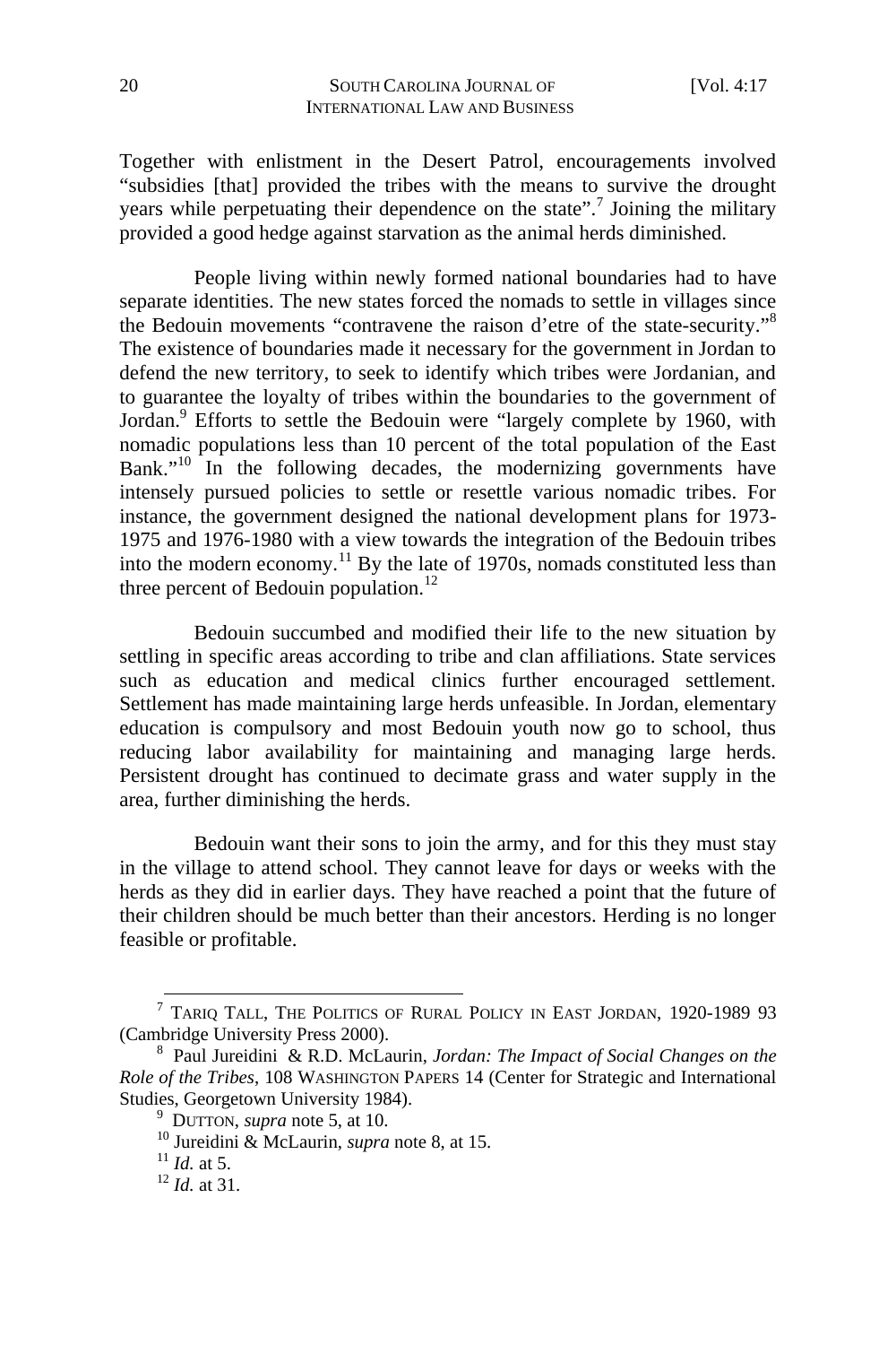Together with enlistment in the Desert Patrol, encouragements involved "subsidies [that] provided the tribes with the means to survive the drought years while perpetuating their dependence on the state".[7] Joining the military provided a good hedge against starvation as the animal herds diminished.

People living within newly formed national boundaries had to have separate identities. The new states forced the nomads to settle in villages since the Bedouin movements "contravene the raison d'etre of the state-security."[8] The existence of boundaries made it necessary for the government in Jordan to defend the new territory, to seek to identify which tribes were Jordanian, and to guarantee the loyalty of tribes within the boundaries to the government of Jordan.[9] Efforts to settle the Bedouin were "largely complete by 1960, with nomadic populations less than 10 percent of the total population of the East Bank."[10] In the following decades, the modernizing governments have intensely pursued policies to settle or resettle various nomadic tribes. For instance, the government designed the national development plans for 1973-1975 and 1976-1980 with a view towards the integration of the Bedouin tribes into the modern economy.[11] By the late of 1970s, nomads constituted less than three percent of Bedouin population.[12]

Bedouin succumbed and modified their life to the new situation by settling in specific areas according to tribe and clan affiliations. State services such as education and medical clinics further encouraged settlement. Settlement has made maintaining large herds unfeasible. In Jordan, elementary education is compulsory and most Bedouin youth now go to school, thus reducing labor availability for maintaining and managing large herds. Persistent drought has continued to decimate grass and water supply in the area, further diminishing the herds.

Bedouin want their sons to join the army, and for this they must stay in the village to attend school. They cannot leave for days or weeks with the herds as they did in earlier days. They have reached a point that the future of their children should be much better than their ancestors. Herding is no longer feasible or profitable.

---

[7] TARIQ TALL, THE POLITICS OF RURAL POLICY IN EAST JORDAN, 1920-1989 93 (Cambridge University Press 2000).

[8] Paul Jureidini & R.D. McLaurin, *Jordan: The Impact of Social Changes on the Role of the Tribes*, 108 WASHINGTON PAPERS 14 (Center for Strategic and International Studies, Georgetown University 1984).

[9] DUTTON, *supra* note 5, at 10.

[10] Jureidini & McLaurin, *supra* note 8, at 15.

[11] *Id.* at 5.

[12] *Id.* at 31.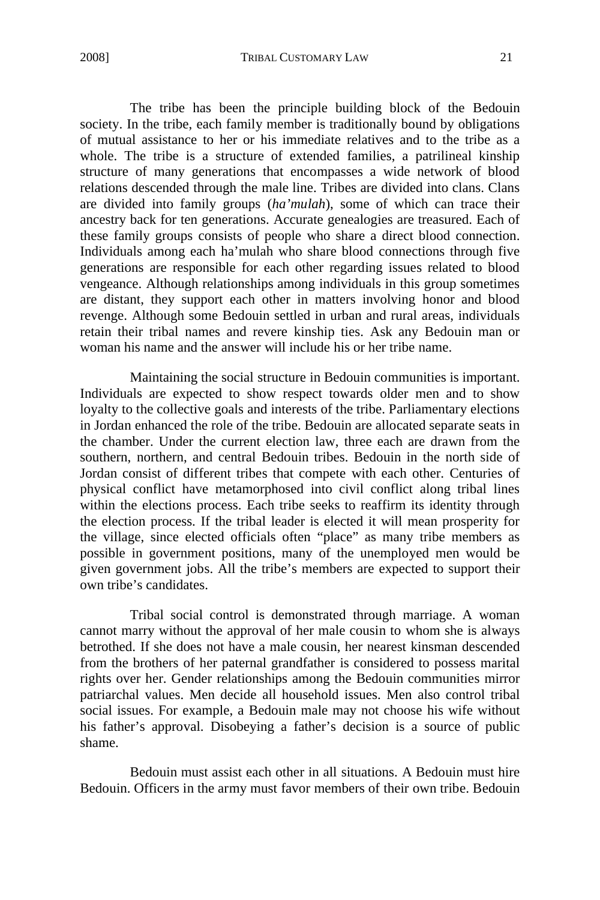The tribe has been the principle building block of the Bedouin society. In the tribe, each family member is traditionally bound by obligations of mutual assistance to her or his immediate relatives and to the tribe as a whole. The tribe is a structure of extended families, a patrilineal kinship structure of many generations that encompasses a wide network of blood relations descended through the male line. Tribes are divided into clans. Clans are divided into family groups (*ha'mulah*), some of which can trace their ancestry back for ten generations. Accurate genealogies are treasured. Each of these family groups consists of people who share a direct blood connection. Individuals among each ha'mulah who share blood connections through five generations are responsible for each other regarding issues related to blood vengeance. Although relationships among individuals in this group sometimes are distant, they support each other in matters involving honor and blood revenge. Although some Bedouin settled in urban and rural areas, individuals retain their tribal names and revere kinship ties. Ask any Bedouin man or woman his name and the answer will include his or her tribe name.

Maintaining the social structure in Bedouin communities is important. Individuals are expected to show respect towards older men and to show loyalty to the collective goals and interests of the tribe. Parliamentary elections in Jordan enhanced the role of the tribe. Bedouin are allocated separate seats in the chamber. Under the current election law, three each are drawn from the southern, northern, and central Bedouin tribes. Bedouin in the north side of Jordan consist of different tribes that compete with each other. Centuries of physical conflict have metamorphosed into civil conflict along tribal lines within the elections process. Each tribe seeks to reaffirm its identity through the election process. If the tribal leader is elected it will mean prosperity for the village, since elected officials often "place" as many tribe members as possible in government positions, many of the unemployed men would be given government jobs. All the tribe's members are expected to support their own tribe's candidates.

Tribal social control is demonstrated through marriage. A woman cannot marry without the approval of her male cousin to whom she is always betrothed. If she does not have a male cousin, her nearest kinsman descended from the brothers of her paternal grandfather is considered to possess marital rights over her. Gender relationships among the Bedouin communities mirror patriarchal values. Men decide all household issues. Men also control tribal social issues. For example, a Bedouin male may not choose his wife without his father's approval. Disobeying a father's decision is a source of public shame.

Bedouin must assist each other in all situations. A Bedouin must hire Bedouin. Officers in the army must favor members of their own tribe. Bedouin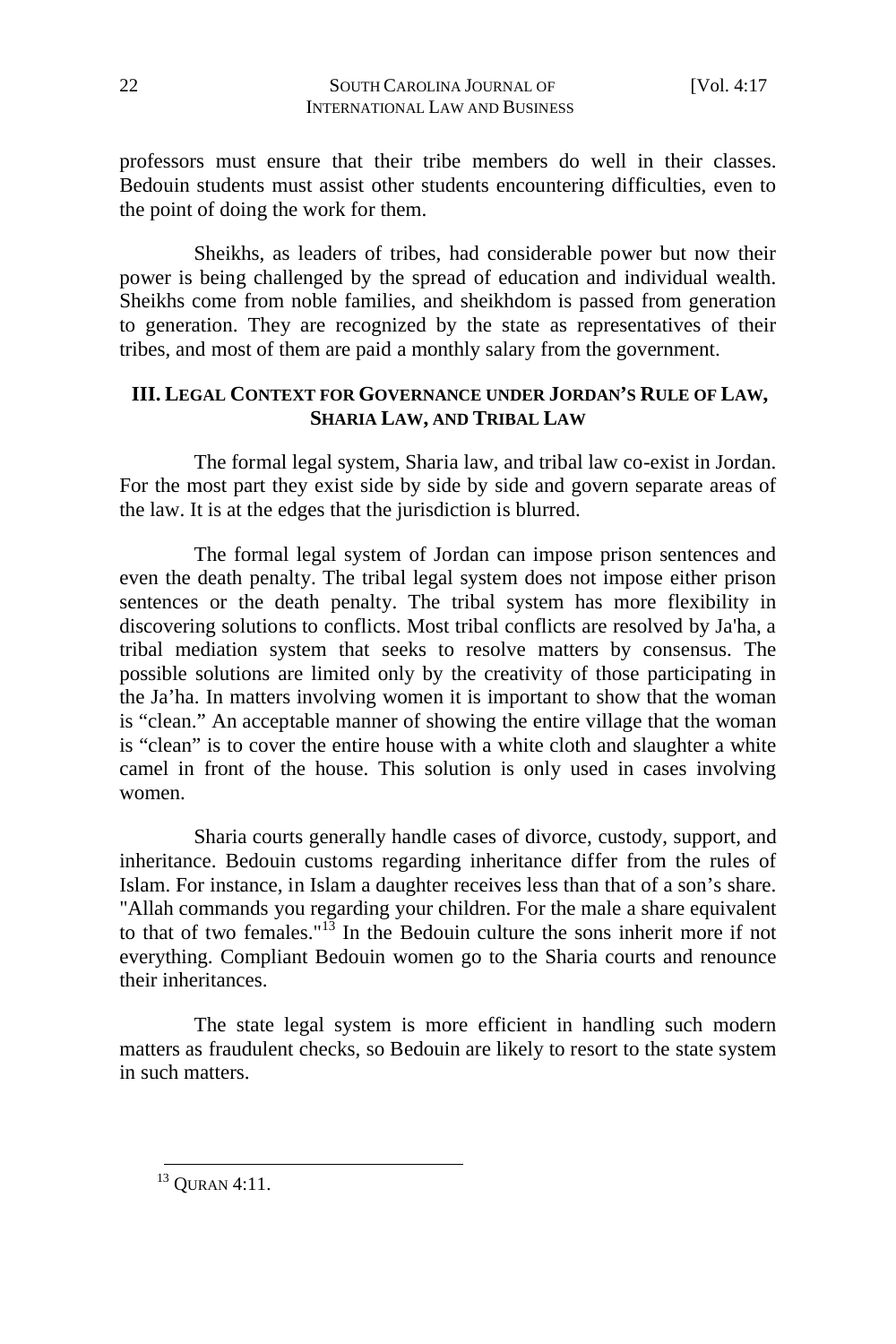professors must ensure that their tribe members do well in their classes. Bedouin students must assist other students encountering difficulties, even to the point of doing the work for them.

Sheikhs, as leaders of tribes, had considerable power but now their power is being challenged by the spread of education and individual wealth. Sheikhs come from noble families, and sheikhdom is passed from generation to generation. They are recognized by the state as representatives of their tribes, and most of them are paid a monthly salary from the government.

## III. LEGAL CONTEXT FOR GOVERNANCE UNDER JORDAN'S RULE OF LAW, SHARIA LAW, AND TRIBAL LAW

The formal legal system, Sharia law, and tribal law co-exist in Jordan. For the most part they exist side by side by side and govern separate areas of the law. It is at the edges that the jurisdiction is blurred.

The formal legal system of Jordan can impose prison sentences and even the death penalty. The tribal legal system does not impose either prison sentences or the death penalty. The tribal system has more flexibility in discovering solutions to conflicts. Most tribal conflicts are resolved by Ja'ha, a tribal mediation system that seeks to resolve matters by consensus. The possible solutions are limited only by the creativity of those participating in the Ja'ha. In matters involving women it is important to show that the woman is "clean." An acceptable manner of showing the entire village that the woman is "clean" is to cover the entire house with a white cloth and slaughter a white camel in front of the house. This solution is only used in cases involving women.

Sharia courts generally handle cases of divorce, custody, support, and inheritance. Bedouin customs regarding inheritance differ from the rules of Islam. For instance, in Islam a daughter receives less than that of a son's share. "Allah commands you regarding your children. For the male a share equivalent to that of two females."[13] In the Bedouin culture the sons inherit more if not everything. Compliant Bedouin women go to the Sharia courts and renounce their inheritances.

The state legal system is more efficient in handling such modern matters as fraudulent checks, so Bedouin are likely to resort to the state system in such matters.

---

[13] QURAN 4:11.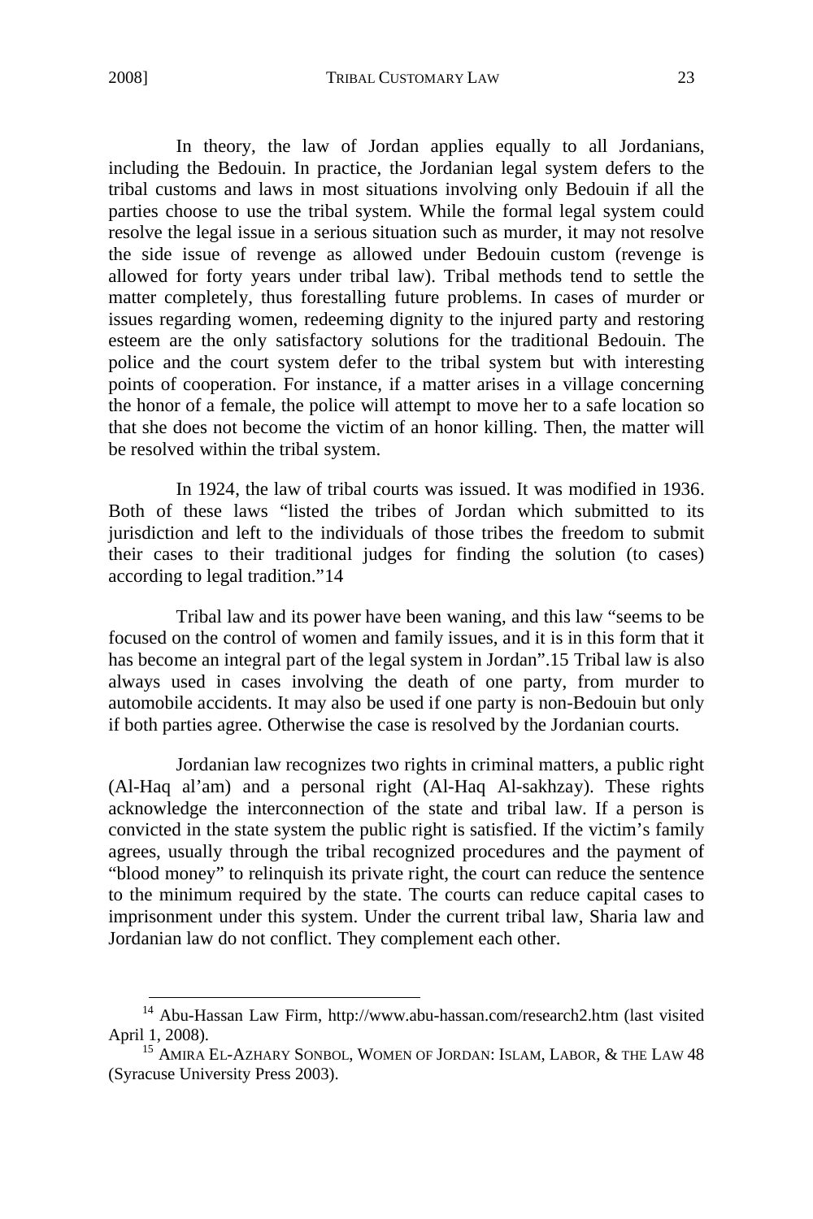In theory, the law of Jordan applies equally to all Jordanians, including the Bedouin. In practice, the Jordanian legal system defers to the tribal customs and laws in most situations involving only Bedouin if all the parties choose to use the tribal system. While the formal legal system could resolve the legal issue in a serious situation such as murder, it may not resolve the side issue of revenge as allowed under Bedouin custom (revenge is allowed for forty years under tribal law). Tribal methods tend to settle the matter completely, thus forestalling future problems. In cases of murder or issues regarding women, redeeming dignity to the injured party and restoring esteem are the only satisfactory solutions for the traditional Bedouin. The police and the court system defer to the tribal system but with interesting points of cooperation. For instance, if a matter arises in a village concerning the honor of a female, the police will attempt to move her to a safe location so that she does not become the victim of an honor killing. Then, the matter will be resolved within the tribal system.

In 1924, the law of tribal courts was issued. It was modified in 1936. Both of these laws "listed the tribes of Jordan which submitted to its jurisdiction and left to the individuals of those tribes the freedom to submit their cases to their traditional judges for finding the solution (to cases) according to legal tradition."[14]

Tribal law and its power have been waning, and this law "seems to be focused on the control of women and family issues, and it is in this form that it has become an integral part of the legal system in Jordan".[15] Tribal law is also always used in cases involving the death of one party, from murder to automobile accidents. It may also be used if one party is non-Bedouin but only if both parties agree. Otherwise the case is resolved by the Jordanian courts.

Jordanian law recognizes two rights in criminal matters, a public right (Al-Haq al'am) and a personal right (Al-Haq Al-sakhzay). These rights acknowledge the interconnection of the state and tribal law. If a person is convicted in the state system the public right is satisfied. If the victim's family agrees, usually through the tribal recognized procedures and the payment of "blood money" to relinquish its private right, the court can reduce the sentence to the minimum required by the state. The courts can reduce capital cases to imprisonment under this system. Under the current tribal law, Sharia law and Jordanian law do not conflict. They complement each other.

---

[14] Abu-Hassan Law Firm, http://www.abu-hassan.com/research2.htm (last visited April 1, 2008).

[15] AMIRA EL-AZHARY SONBOL, WOMEN OF JORDAN: ISLAM, LABOR, & THE LAW 48 (Syracuse University Press 2003).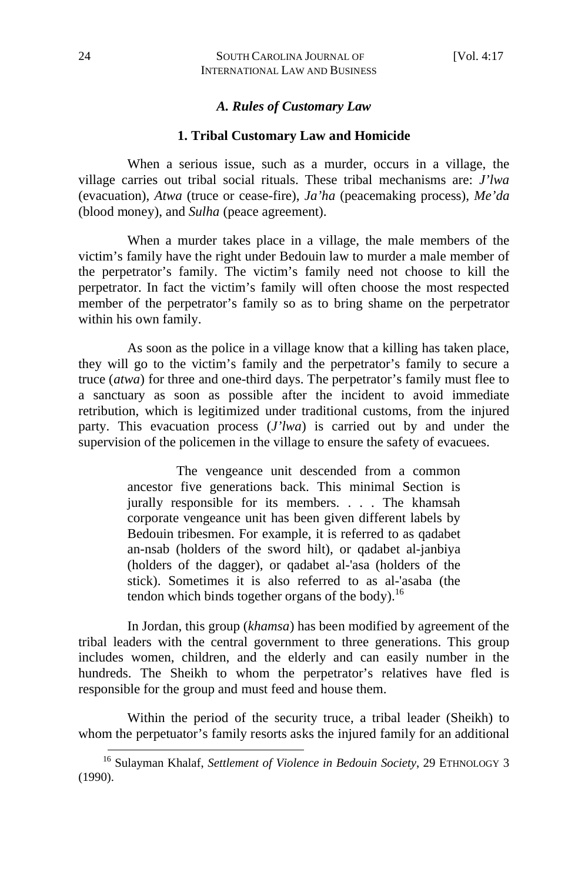### *A. Rules of Customary Law*

#### 1. Tribal Customary Law and Homicide

When a serious issue, such as a murder, occurs in a village, the village carries out tribal social rituals. These tribal mechanisms are: *J'lwa* (evacuation), *Atwa* (truce or cease-fire), *Ja'ha* (peacemaking process), *Me'da* (blood money), and *Sulha* (peace agreement).

When a murder takes place in a village, the male members of the victim's family have the right under Bedouin law to murder a male member of the perpetrator's family. The victim's family need not choose to kill the perpetrator. In fact the victim's family will often choose the most respected member of the perpetrator's family so as to bring shame on the perpetrator within his own family.

As soon as the police in a village know that a killing has taken place, they will go to the victim's family and the perpetrator's family to secure a truce (*atwa*) for three and one-third days. The perpetrator's family must flee to a sanctuary as soon as possible after the incident to avoid immediate retribution, which is legitimized under traditional customs, from the injured party. This evacuation process (*J'lwa*) is carried out by and under the supervision of the policemen in the village to ensure the safety of evacuees.

> The vengeance unit descended from a common ancestor five generations back. This minimal Section is jurally responsible for its members. . . . The khamsah corporate vengeance unit has been given different labels by Bedouin tribesmen. For example, it is referred to as qadabet an-nsab (holders of the sword hilt), or qadabet al-janbiya (holders of the dagger), or qadabet al-'asa (holders of the stick). Sometimes it is also referred to as al-'asaba (the tendon which binds together organs of the body).[16]

In Jordan, this group (*khamsa*) has been modified by agreement of the tribal leaders with the central government to three generations. This group includes women, children, and the elderly and can easily number in the hundreds. The Sheikh to whom the perpetrator's relatives have fled is responsible for the group and must feed and house them.

Within the period of the security truce, a tribal leader (Sheikh) to whom the perpetuator's family resorts asks the injured family for an additional

---

[16] Sulayman Khalaf, *Settlement of Violence in Bedouin Society*, 29 ETHNOLOGY 3 (1990).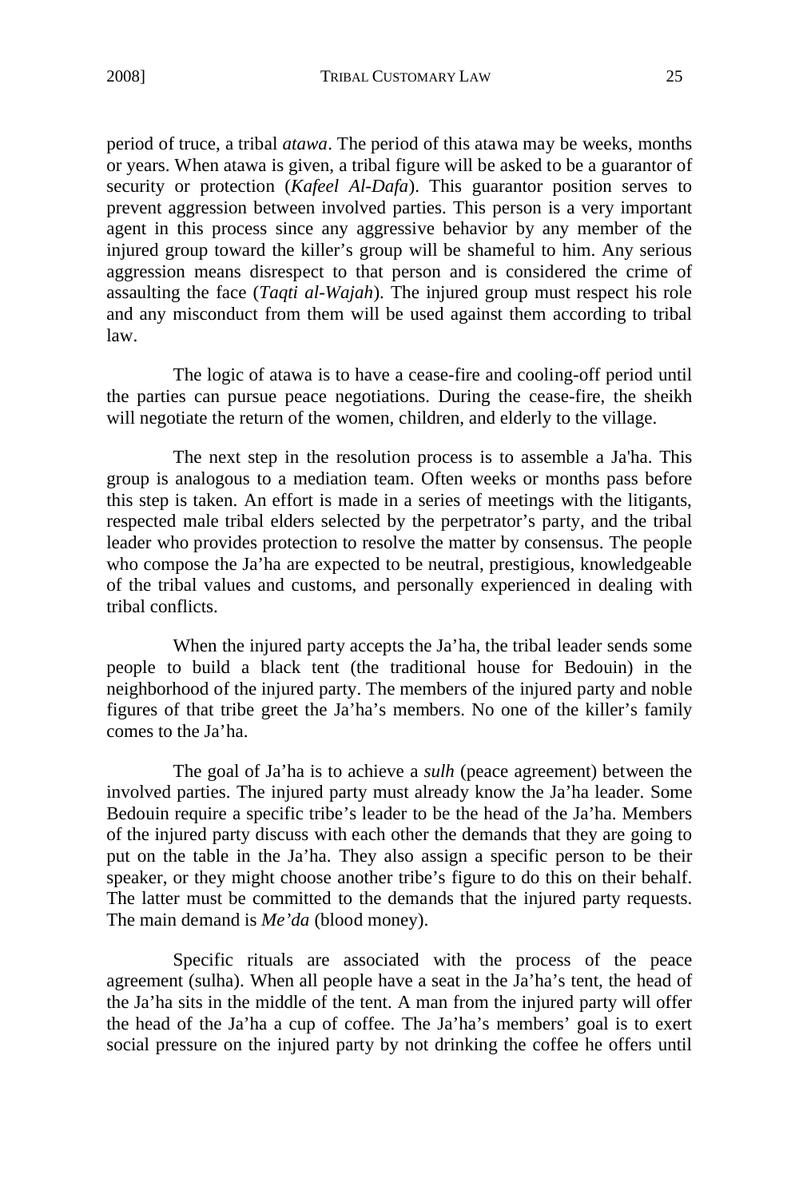period of truce, a tribal *atawa*. The period of this atawa may be weeks, months or years. When atawa is given, a tribal figure will be asked to be a guarantor of security or protection (*Kafeel Al-Dafa*). This guarantor position serves to prevent aggression between involved parties. This person is a very important agent in this process since any aggressive behavior by any member of the injured group toward the killer's group will be shameful to him. Any serious aggression means disrespect to that person and is considered the crime of assaulting the face (*Taqti al-Wajah*). The injured group must respect his role and any misconduct from them will be used against them according to tribal law.

The logic of atawa is to have a cease-fire and cooling-off period until the parties can pursue peace negotiations. During the cease-fire, the sheikh will negotiate the return of the women, children, and elderly to the village.

The next step in the resolution process is to assemble a Ja'ha. This group is analogous to a mediation team. Often weeks or months pass before this step is taken. An effort is made in a series of meetings with the litigants, respected male tribal elders selected by the perpetrator's party, and the tribal leader who provides protection to resolve the matter by consensus. The people who compose the Ja'ha are expected to be neutral, prestigious, knowledgeable of the tribal values and customs, and personally experienced in dealing with tribal conflicts.

When the injured party accepts the Ja'ha, the tribal leader sends some people to build a black tent (the traditional house for Bedouin) in the neighborhood of the injured party. The members of the injured party and noble figures of that tribe greet the Ja'ha's members. No one of the killer's family comes to the Ja'ha.

The goal of Ja'ha is to achieve a *sulh* (peace agreement) between the involved parties. The injured party must already know the Ja'ha leader. Some Bedouin require a specific tribe's leader to be the head of the Ja'ha. Members of the injured party discuss with each other the demands that they are going to put on the table in the Ja'ha. They also assign a specific person to be their speaker, or they might choose another tribe's figure to do this on their behalf. The latter must be committed to the demands that the injured party requests. The main demand is *Me'da* (blood money).

Specific rituals are associated with the process of the peace agreement (sulha). When all people have a seat in the Ja'ha's tent, the head of the Ja'ha sits in the middle of the tent. A man from the injured party will offer the head of the Ja'ha a cup of coffee. The Ja'ha's members' goal is to exert social pressure on the injured party by not drinking the coffee he offers until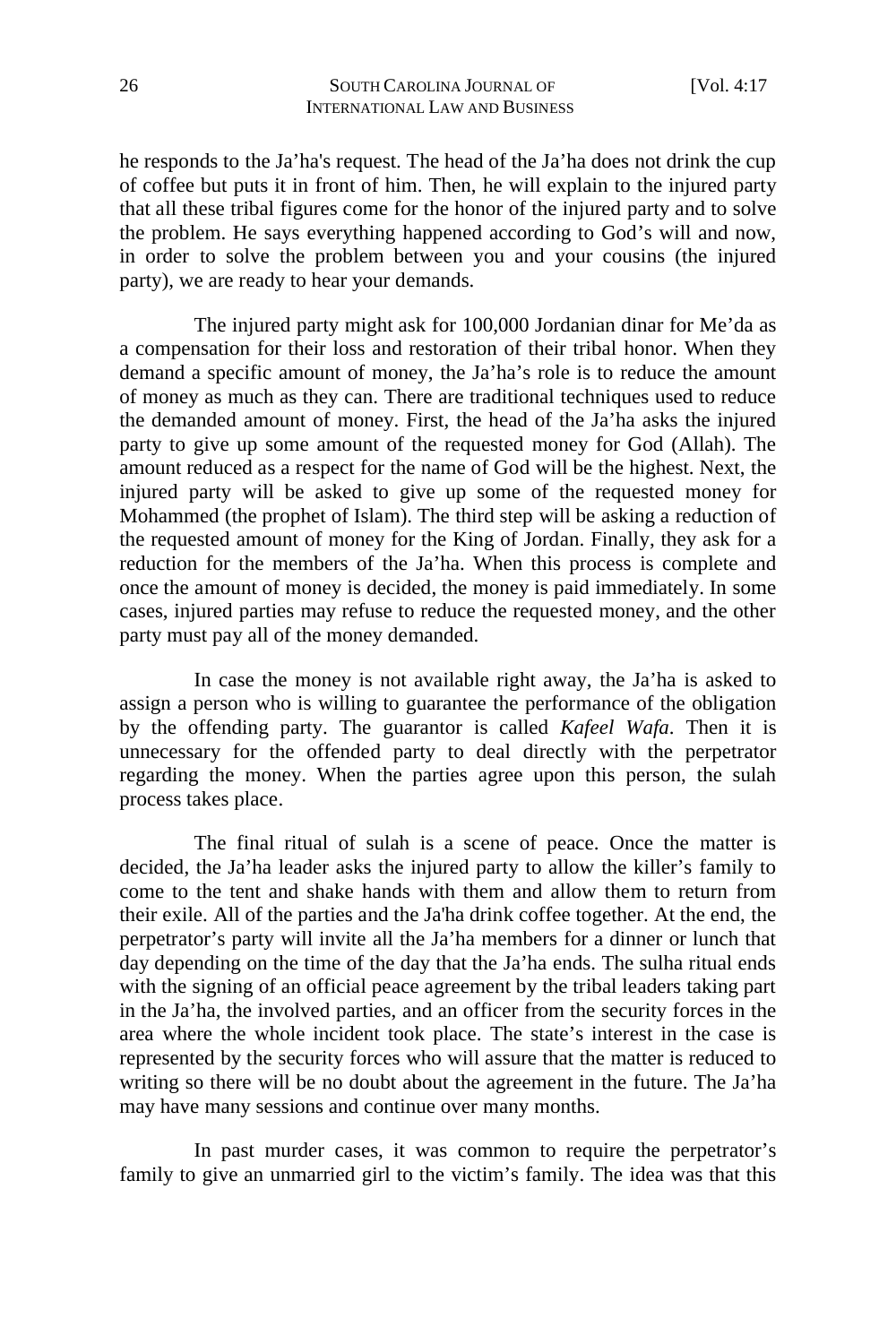he responds to the Ja'ha's request. The head of the Ja'ha does not drink the cup of coffee but puts it in front of him. Then, he will explain to the injured party that all these tribal figures come for the honor of the injured party and to solve the problem. He says everything happened according to God's will and now, in order to solve the problem between you and your cousins (the injured party), we are ready to hear your demands.

The injured party might ask for 100,000 Jordanian dinar for Me'da as a compensation for their loss and restoration of their tribal honor. When they demand a specific amount of money, the Ja'ha's role is to reduce the amount of money as much as they can. There are traditional techniques used to reduce the demanded amount of money. First, the head of the Ja'ha asks the injured party to give up some amount of the requested money for God (Allah). The amount reduced as a respect for the name of God will be the highest. Next, the injured party will be asked to give up some of the requested money for Mohammed (the prophet of Islam). The third step will be asking a reduction of the requested amount of money for the King of Jordan. Finally, they ask for a reduction for the members of the Ja'ha. When this process is complete and once the amount of money is decided, the money is paid immediately. In some cases, injured parties may refuse to reduce the requested money, and the other party must pay all of the money demanded.

In case the money is not available right away, the Ja'ha is asked to assign a person who is willing to guarantee the performance of the obligation by the offending party. The guarantor is called *Kafeel Wafa*. Then it is unnecessary for the offended party to deal directly with the perpetrator regarding the money. When the parties agree upon this person, the sulah process takes place.

The final ritual of sulah is a scene of peace. Once the matter is decided, the Ja'ha leader asks the injured party to allow the killer's family to come to the tent and shake hands with them and allow them to return from their exile. All of the parties and the Ja'ha drink coffee together. At the end, the perpetrator's party will invite all the Ja'ha members for a dinner or lunch that day depending on the time of the day that the Ja'ha ends. The sulha ritual ends with the signing of an official peace agreement by the tribal leaders taking part in the Ja'ha, the involved parties, and an officer from the security forces in the area where the whole incident took place. The state's interest in the case is represented by the security forces who will assure that the matter is reduced to writing so there will be no doubt about the agreement in the future. The Ja'ha may have many sessions and continue over many months.

In past murder cases, it was common to require the perpetrator's family to give an unmarried girl to the victim's family. The idea was that this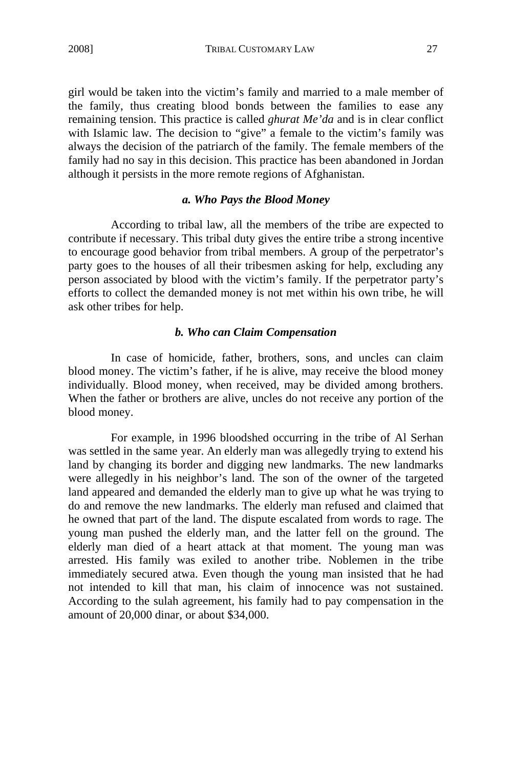girl would be taken into the victim's family and married to a male member of the family, thus creating blood bonds between the families to ease any remaining tension. This practice is called *ghurat Me'da* and is in clear conflict with Islamic law. The decision to "give" a female to the victim's family was always the decision of the patriarch of the family. The female members of the family had no say in this decision. This practice has been abandoned in Jordan although it persists in the more remote regions of Afghanistan.

#### *a. Who Pays the Blood Money*

According to tribal law, all the members of the tribe are expected to contribute if necessary. This tribal duty gives the entire tribe a strong incentive to encourage good behavior from tribal members. A group of the perpetrator's party goes to the houses of all their tribesmen asking for help, excluding any person associated by blood with the victim's family. If the perpetrator party's efforts to collect the demanded money is not met within his own tribe, he will ask other tribes for help.

#### *b. Who can Claim Compensation*

In case of homicide, father, brothers, sons, and uncles can claim blood money. The victim's father, if he is alive, may receive the blood money individually. Blood money, when received, may be divided among brothers. When the father or brothers are alive, uncles do not receive any portion of the blood money.

For example, in 1996 bloodshed occurring in the tribe of Al Serhan was settled in the same year. An elderly man was allegedly trying to extend his land by changing its border and digging new landmarks. The new landmarks were allegedly in his neighbor's land. The son of the owner of the targeted land appeared and demanded the elderly man to give up what he was trying to do and remove the new landmarks. The elderly man refused and claimed that he owned that part of the land. The dispute escalated from words to rage. The young man pushed the elderly man, and the latter fell on the ground. The elderly man died of a heart attack at that moment. The young man was arrested. His family was exiled to another tribe. Noblemen in the tribe immediately secured atwa. Even though the young man insisted that he had not intended to kill that man, his claim of innocence was not sustained. According to the sulah agreement, his family had to pay compensation in the amount of 20,000 dinar, or about $34,000.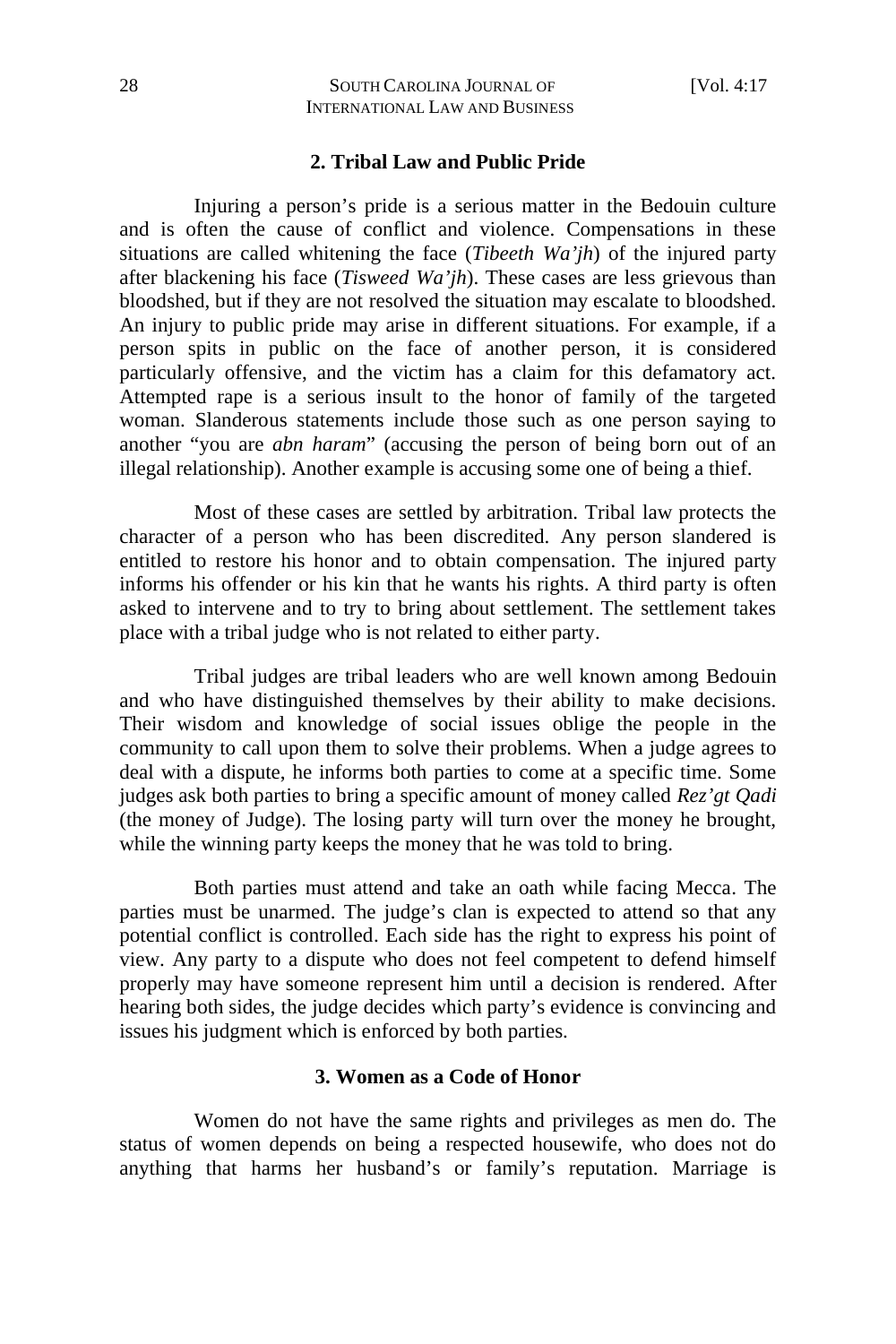### 2. Tribal Law and Public Pride

Injuring a person's pride is a serious matter in the Bedouin culture and is often the cause of conflict and violence. Compensations in these situations are called whitening the face (*Tibeeth Wa'jh*) of the injured party after blackening his face (*Tisweed Wa'jh*). These cases are less grievous than bloodshed, but if they are not resolved the situation may escalate to bloodshed. An injury to public pride may arise in different situations. For example, if a person spits in public on the face of another person, it is considered particularly offensive, and the victim has a claim for this defamatory act. Attempted rape is a serious insult to the honor of family of the targeted woman. Slanderous statements include those such as one person saying to another "you are *abn haram*" (accusing the person of being born out of an illegal relationship). Another example is accusing some one of being a thief.

Most of these cases are settled by arbitration. Tribal law protects the character of a person who has been discredited. Any person slandered is entitled to restore his honor and to obtain compensation. The injured party informs his offender or his kin that he wants his rights. A third party is often asked to intervene and to try to bring about settlement. The settlement takes place with a tribal judge who is not related to either party.

Tribal judges are tribal leaders who are well known among Bedouin and who have distinguished themselves by their ability to make decisions. Their wisdom and knowledge of social issues oblige the people in the community to call upon them to solve their problems. When a judge agrees to deal with a dispute, he informs both parties to come at a specific time. Some judges ask both parties to bring a specific amount of money called *Rez'gt Qadi* (the money of Judge). The losing party will turn over the money he brought, while the winning party keeps the money that he was told to bring.

Both parties must attend and take an oath while facing Mecca. The parties must be unarmed. The judge's clan is expected to attend so that any potential conflict is controlled. Each side has the right to express his point of view. Any party to a dispute who does not feel competent to defend himself properly may have someone represent him until a decision is rendered. After hearing both sides, the judge decides which party's evidence is convincing and issues his judgment which is enforced by both parties.

### 3. Women as a Code of Honor

Women do not have the same rights and privileges as men do. The status of women depends on being a respected housewife, who does not do anything that harms her husband's or family's reputation. Marriage is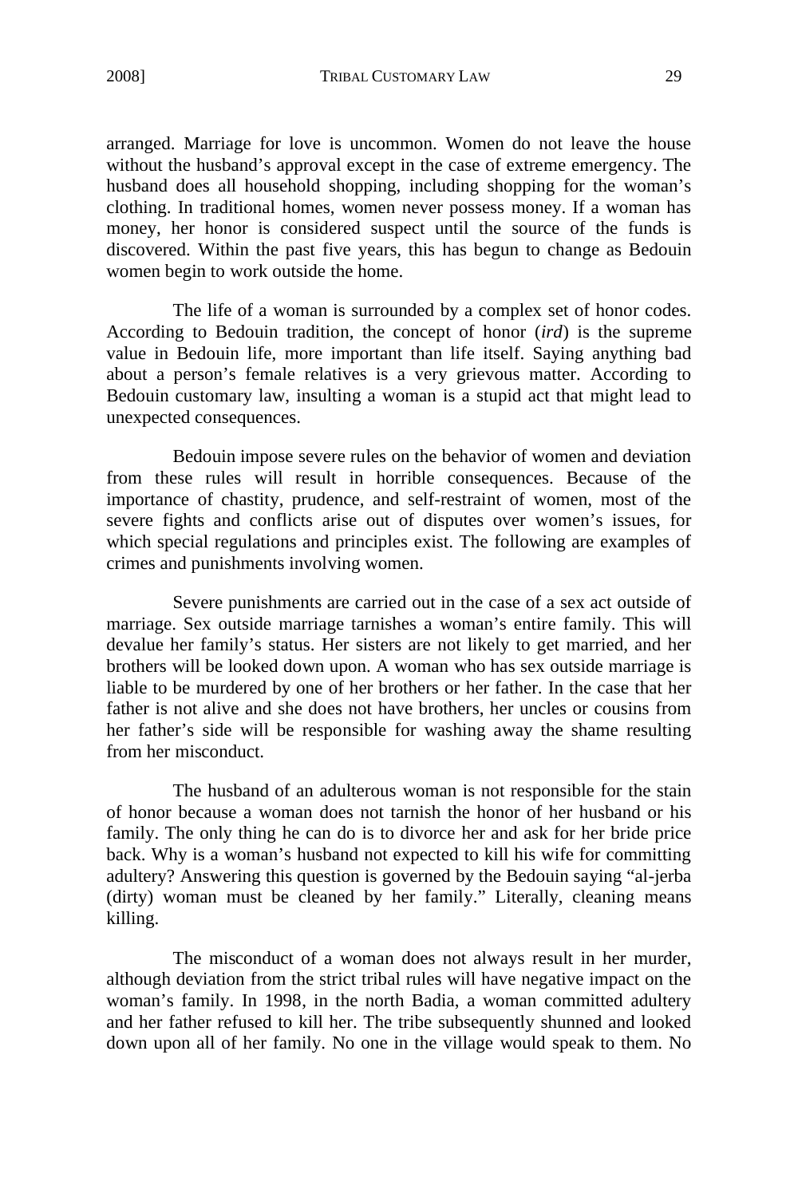arranged. Marriage for love is uncommon. Women do not leave the house without the husband's approval except in the case of extreme emergency. The husband does all household shopping, including shopping for the woman's clothing. In traditional homes, women never possess money. If a woman has money, her honor is considered suspect until the source of the funds is discovered. Within the past five years, this has begun to change as Bedouin women begin to work outside the home.

The life of a woman is surrounded by a complex set of honor codes. According to Bedouin tradition, the concept of honor (*ird*) is the supreme value in Bedouin life, more important than life itself. Saying anything bad about a person's female relatives is a very grievous matter. According to Bedouin customary law, insulting a woman is a stupid act that might lead to unexpected consequences.

Bedouin impose severe rules on the behavior of women and deviation from these rules will result in horrible consequences. Because of the importance of chastity, prudence, and self-restraint of women, most of the severe fights and conflicts arise out of disputes over women's issues, for which special regulations and principles exist. The following are examples of crimes and punishments involving women.

Severe punishments are carried out in the case of a sex act outside of marriage. Sex outside marriage tarnishes a woman's entire family. This will devalue her family's status. Her sisters are not likely to get married, and her brothers will be looked down upon. A woman who has sex outside marriage is liable to be murdered by one of her brothers or her father. In the case that her father is not alive and she does not have brothers, her uncles or cousins from her father's side will be responsible for washing away the shame resulting from her misconduct.

The husband of an adulterous woman is not responsible for the stain of honor because a woman does not tarnish the honor of her husband or his family. The only thing he can do is to divorce her and ask for her bride price back. Why is a woman's husband not expected to kill his wife for committing adultery? Answering this question is governed by the Bedouin saying "al-jerba (dirty) woman must be cleaned by her family." Literally, cleaning means killing.

The misconduct of a woman does not always result in her murder, although deviation from the strict tribal rules will have negative impact on the woman's family. In 1998, in the north Badia, a woman committed adultery and her father refused to kill her. The tribe subsequently shunned and looked down upon all of her family. No one in the village would speak to them. No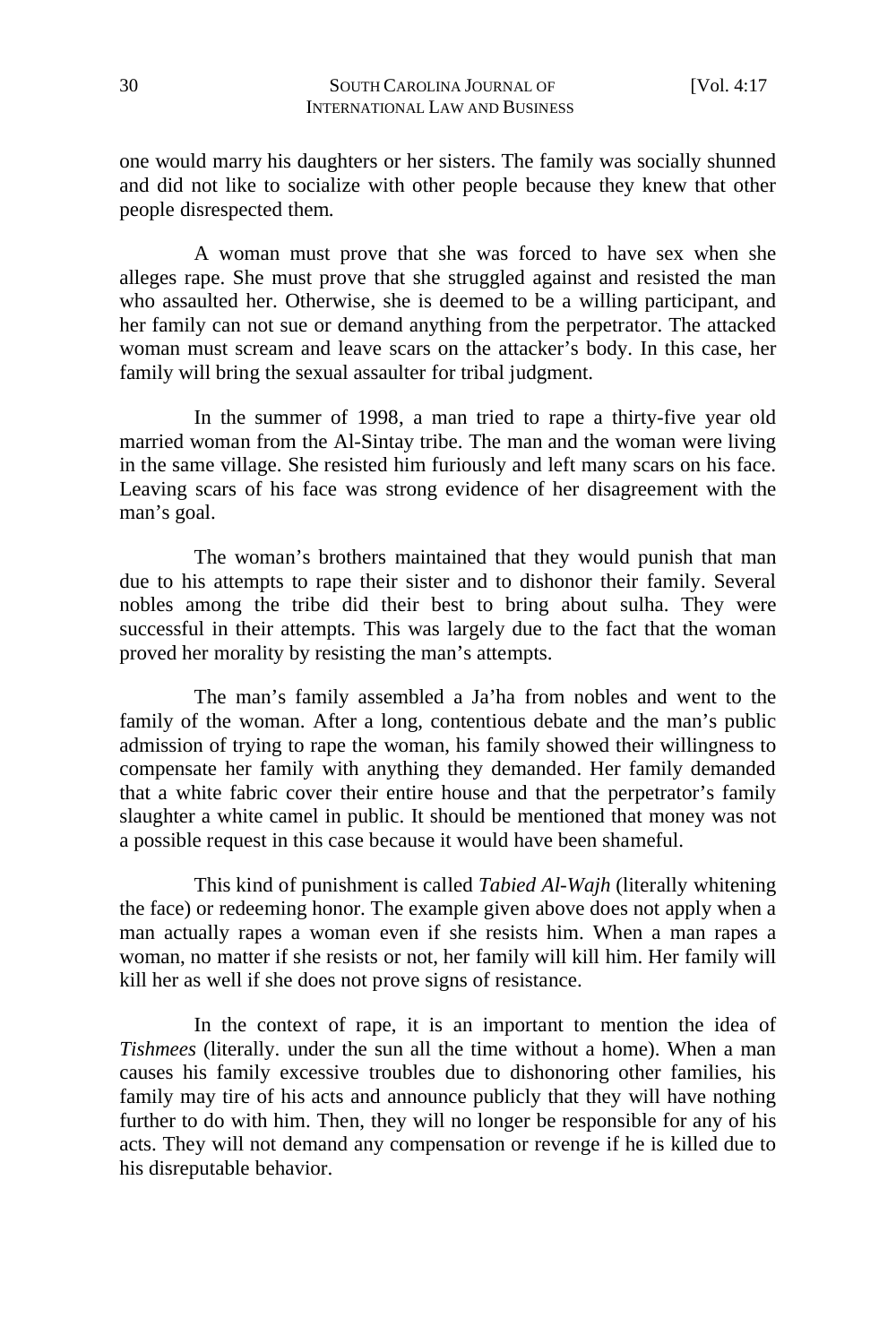one would marry his daughters or her sisters. The family was socially shunned and did not like to socialize with other people because they knew that other people disrespected them.

A woman must prove that she was forced to have sex when she alleges rape. She must prove that she struggled against and resisted the man who assaulted her. Otherwise, she is deemed to be a willing participant, and her family can not sue or demand anything from the perpetrator. The attacked woman must scream and leave scars on the attacker's body. In this case, her family will bring the sexual assaulter for tribal judgment.

In the summer of 1998, a man tried to rape a thirty-five year old married woman from the Al-Sintay tribe. The man and the woman were living in the same village. She resisted him furiously and left many scars on his face. Leaving scars of his face was strong evidence of her disagreement with the man's goal.

The woman's brothers maintained that they would punish that man due to his attempts to rape their sister and to dishonor their family. Several nobles among the tribe did their best to bring about sulha. They were successful in their attempts. This was largely due to the fact that the woman proved her morality by resisting the man's attempts.

The man's family assembled a Ja'ha from nobles and went to the family of the woman. After a long, contentious debate and the man's public admission of trying to rape the woman, his family showed their willingness to compensate her family with anything they demanded. Her family demanded that a white fabric cover their entire house and that the perpetrator's family slaughter a white camel in public. It should be mentioned that money was not a possible request in this case because it would have been shameful.

This kind of punishment is called *Tabied Al-Wajh* (literally whitening the face) or redeeming honor. The example given above does not apply when a man actually rapes a woman even if she resists him. When a man rapes a woman, no matter if she resists or not, her family will kill him. Her family will kill her as well if she does not prove signs of resistance.

In the context of rape, it is an important to mention the idea of *Tishmees* (literally. under the sun all the time without a home). When a man causes his family excessive troubles due to dishonoring other families, his family may tire of his acts and announce publicly that they will have nothing further to do with him. Then, they will no longer be responsible for any of his acts. They will not demand any compensation or revenge if he is killed due to his disreputable behavior.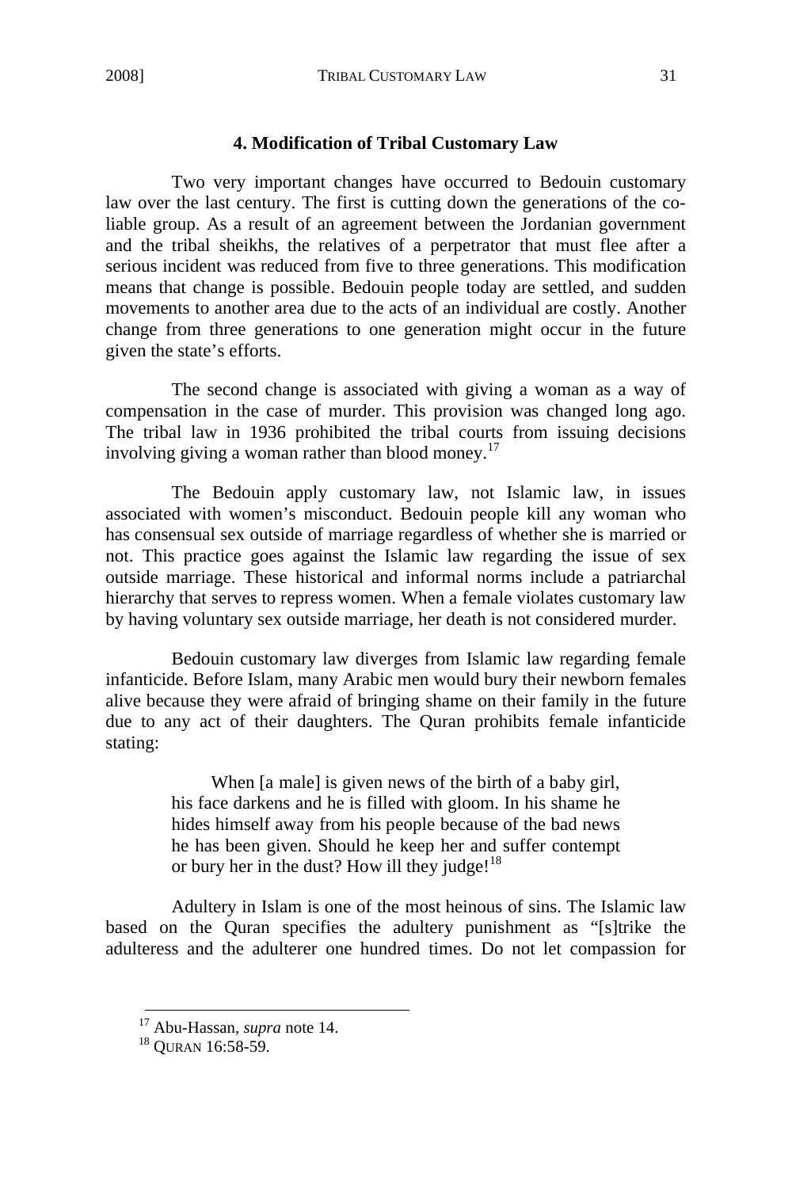### 4. Modification of Tribal Customary Law

Two very important changes have occurred to Bedouin customary law over the last century. The first is cutting down the generations of the co-liable group. As a result of an agreement between the Jordanian government and the tribal sheikhs, the relatives of a perpetrator that must flee after a serious incident was reduced from five to three generations. This modification means that change is possible. Bedouin people today are settled, and sudden movements to another area due to the acts of an individual are costly. Another change from three generations to one generation might occur in the future given the state's efforts.

The second change is associated with giving a woman as a way of compensation in the case of murder. This provision was changed long ago. The tribal law in 1936 prohibited the tribal courts from issuing decisions involving giving a woman rather than blood money.[17]

The Bedouin apply customary law, not Islamic law, in issues associated with women's misconduct. Bedouin people kill any woman who has consensual sex outside of marriage regardless of whether she is married or not. This practice goes against the Islamic law regarding the issue of sex outside marriage. These historical and informal norms include a patriarchal hierarchy that serves to repress women. When a female violates customary law by having voluntary sex outside marriage, her death is not considered murder.

Bedouin customary law diverges from Islamic law regarding female infanticide. Before Islam, many Arabic men would bury their newborn females alive because they were afraid of bringing shame on their family in the future due to any act of their daughters. The Quran prohibits female infanticide stating:

> When [a male] is given news of the birth of a baby girl, his face darkens and he is filled with gloom. In his shame he hides himself away from his people because of the bad news he has been given. Should he keep her and suffer contempt or bury her in the dust? How ill they judge![18]

Adultery in Islam is one of the most heinous of sins. The Islamic law based on the Quran specifies the adultery punishment as "[s]trike the adulteress and the adulterer one hundred times. Do not let compassion for

---

[17] Abu-Hassan, *supra* note 14.

[18] QURAN 16:58-59.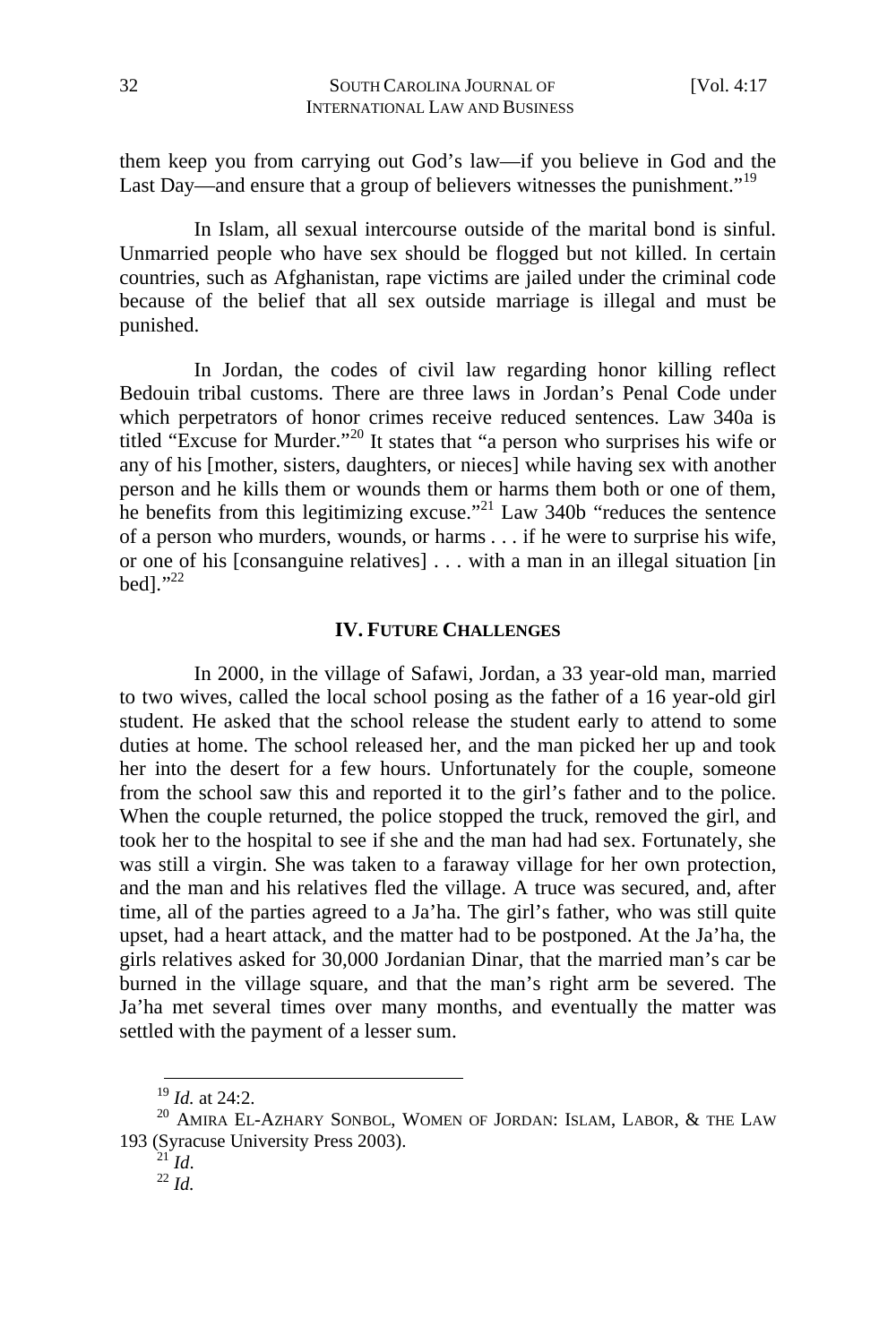them keep you from carrying out God's law—if you believe in God and the Last Day—and ensure that a group of believers witnesses the punishment."[19]

In Islam, all sexual intercourse outside of the marital bond is sinful. Unmarried people who have sex should be flogged but not killed. In certain countries, such as Afghanistan, rape victims are jailed under the criminal code because of the belief that all sex outside marriage is illegal and must be punished.

In Jordan, the codes of civil law regarding honor killing reflect Bedouin tribal customs. There are three laws in Jordan's Penal Code under which perpetrators of honor crimes receive reduced sentences. Law 340a is titled "Excuse for Murder."[20] It states that "a person who surprises his wife or any of his [mother, sisters, daughters, or nieces] while having sex with another person and he kills them or wounds them or harms them both or one of them, he benefits from this legitimizing excuse."[21] Law 340b "reduces the sentence of a person who murders, wounds, or harms . . . if he were to surprise his wife, or one of his [consanguine relatives] . . . with a man in an illegal situation [in bed]."[22]

## IV. FUTURE CHALLENGES

In 2000, in the village of Safawi, Jordan, a 33 year-old man, married to two wives, called the local school posing as the father of a 16 year-old girl student. He asked that the school release the student early to attend to some duties at home. The school released her, and the man picked her up and took her into the desert for a few hours. Unfortunately for the couple, someone from the school saw this and reported it to the girl's father and to the police. When the couple returned, the police stopped the truck, removed the girl, and took her to the hospital to see if she and the man had had sex. Fortunately, she was still a virgin. She was taken to a faraway village for her own protection, and the man and his relatives fled the village. A truce was secured, and, after time, all of the parties agreed to a Ja'ha. The girl's father, who was still quite upset, had a heart attack, and the matter had to be postponed. At the Ja'ha, the girls relatives asked for 30,000 Jordanian Dinar, that the married man's car be burned in the village square, and that the man's right arm be severed. The Ja'ha met several times over many months, and eventually the matter was settled with the payment of a lesser sum.

---

[19] *Id.* at 24:2.

[20] AMIRA EL-AZHARY SONBOL, WOMEN OF JORDAN: ISLAM, LABOR, & THE LAW 193 (Syracuse University Press 2003).

[21] *Id.*

[22] *Id.*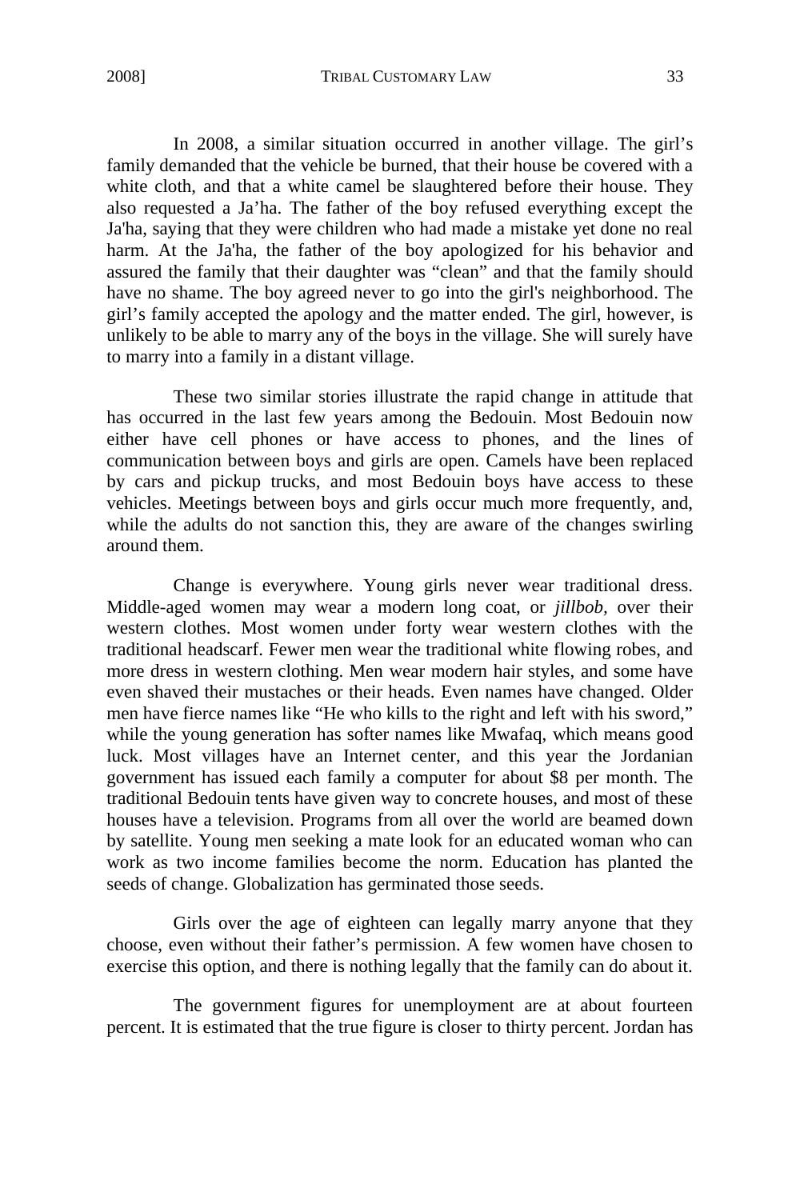In 2008, a similar situation occurred in another village. The girl's family demanded that the vehicle be burned, that their house be covered with a white cloth, and that a white camel be slaughtered before their house. They also requested a Ja'ha. The father of the boy refused everything except the Ja'ha, saying that they were children who had made a mistake yet done no real harm. At the Ja'ha, the father of the boy apologized for his behavior and assured the family that their daughter was "clean" and that the family should have no shame. The boy agreed never to go into the girl's neighborhood. The girl's family accepted the apology and the matter ended. The girl, however, is unlikely to be able to marry any of the boys in the village. She will surely have to marry into a family in a distant village.

These two similar stories illustrate the rapid change in attitude that has occurred in the last few years among the Bedouin. Most Bedouin now either have cell phones or have access to phones, and the lines of communication between boys and girls are open. Camels have been replaced by cars and pickup trucks, and most Bedouin boys have access to these vehicles. Meetings between boys and girls occur much more frequently, and, while the adults do not sanction this, they are aware of the changes swirling around them.

Change is everywhere. Young girls never wear traditional dress. Middle-aged women may wear a modern long coat, or *jillbob*, over their western clothes. Most women under forty wear western clothes with the traditional headscarf. Fewer men wear the traditional white flowing robes, and more dress in western clothing. Men wear modern hair styles, and some have even shaved their mustaches or their heads. Even names have changed. Older men have fierce names like "He who kills to the right and left with his sword," while the young generation has softer names like Mwafaq, which means good luck. Most villages have an Internet center, and this year the Jordanian government has issued each family a computer for about $8 per month. The traditional Bedouin tents have given way to concrete houses, and most of these houses have a television. Programs from all over the world are beamed down by satellite. Young men seeking a mate look for an educated woman who can work as two income families become the norm. Education has planted the seeds of change. Globalization has germinated those seeds.

Girls over the age of eighteen can legally marry anyone that they choose, even without their father's permission. A few women have chosen to exercise this option, and there is nothing legally that the family can do about it.

The government figures for unemployment are at about fourteen percent. It is estimated that the true figure is closer to thirty percent. Jordan has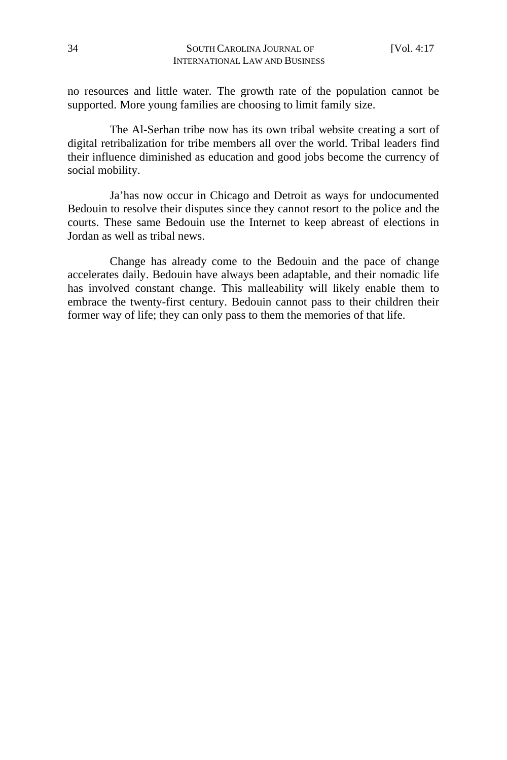no resources and little water. The growth rate of the population cannot be supported. More young families are choosing to limit family size.

The Al-Serhan tribe now has its own tribal website creating a sort of digital retribalization for tribe members all over the world. Tribal leaders find their influence diminished as education and good jobs become the currency of social mobility.

Ja'has now occur in Chicago and Detroit as ways for undocumented Bedouin to resolve their disputes since they cannot resort to the police and the courts. These same Bedouin use the Internet to keep abreast of elections in Jordan as well as tribal news.

Change has already come to the Bedouin and the pace of change accelerates daily. Bedouin have always been adaptable, and their nomadic life has involved constant change. This malleability will likely enable them to embrace the twenty-first century. Bedouin cannot pass to their children their former way of life; they can only pass to them the memories of that life.